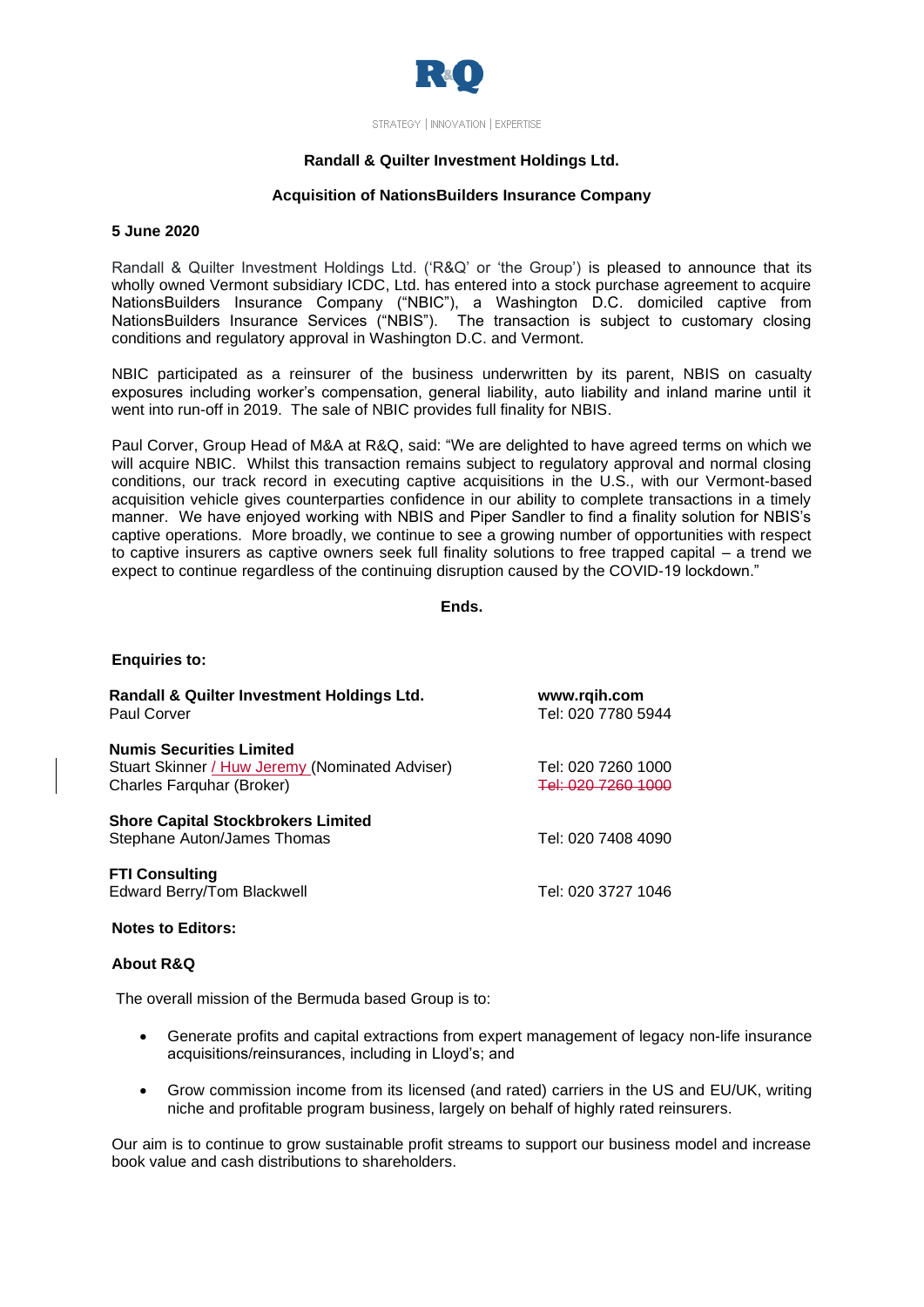R&Q

STRATEGY | INNOVATION | EXPERTISE

**Randall & Quilter Investment Holdings Ltd.**

**Acquisition of NationsBuilders Insurance Company**

**5 June 2020**

Randall & Quilter Investment Holdings Ltd. ('R&Q' or 'the Group') is pleased to announce that its wholly owned Vermont subsidiary ICDC, Ltd. has entered into a stock purchase agreement to acquire NationsBuilders Insurance Company ("NBIC"), a Washington D.C. domiciled captive from NationsBuilders Insurance Services ("NBIS"). The transaction is subject to customary closing conditions and regulatory approval in Washington D.C. and Vermont.

NBIC participated as a reinsurer of the business underwritten by its parent, NBIS on casualty exposures including worker's compensation, general liability, auto liability and inland marine until it went into run-off in 2019. The sale of NBIC provides full finality for NBIS.

Paul Corver, Group Head of M&A at R&Q, said: "We are delighted to have agreed terms on which we will acquire NBIC. Whilst this transaction remains subject to regulatory approval and normal closing conditions, our track record in executing captive acquisitions in the U.S., with our Vermont-based acquisition vehicle gives counterparties confidence in our ability to complete transactions in a timely manner. We have enjoyed working with NBIS and Piper Sandler to find a finality solution for NBIS's captive operations. More broadly, we continue to see a growing number of opportunities with respect to captive insurers as captive owners seek full finality solutions to free trapped capital – a trend we expect to continue regardless of the continuing disruption caused by the COVID-19 lockdown."

**Ends.**

**Enquiries to:**

| | |
|---|---|
| **Randall & Quilter Investment Holdings Ltd.**<br>Paul Corver | **www.rqih.com**<br>Tel: 020 7780 5944 |
| **Numis Securities Limited**<br>Stuart Skinner / Huw Jeremy (Nominated Adviser)<br>Charles Farquhar (Broker) | <br>Tel: 020 7260 1000<br>~~Tel: 020 7260 1000~~ |
| **Shore Capital Stockbrokers Limited**<br>Stephane Auton/James Thomas | <br>Tel: 020 7408 4090 |
| **FTI Consulting**<br>Edward Berry/Tom Blackwell | <br>Tel: 020 3727 1046 |

**Notes to Editors:**

**About R&Q**

The overall mission of the Bermuda based Group is to:

- Generate profits and capital extractions from expert management of legacy non-life insurance acquisitions/reinsurances, including in Lloyd's; and
- Grow commission income from its licensed (and rated) carriers in the US and EU/UK, writing niche and profitable program business, largely on behalf of highly rated reinsurers.

Our aim is to continue to grow sustainable profit streams to support our business model and increase book value and cash distributions to shareholders.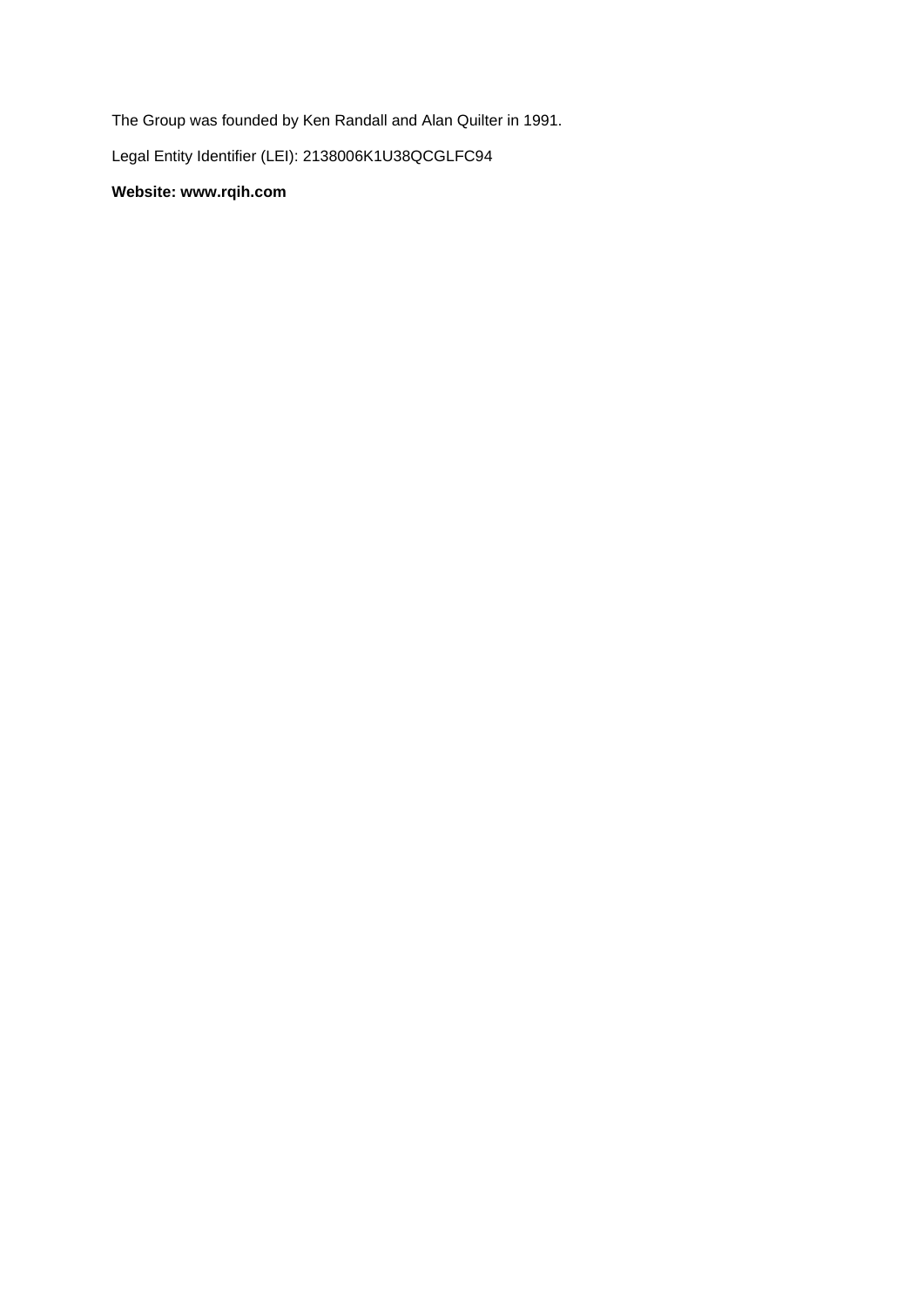The Group was founded by Ken Randall and Alan Quilter in 1991.

Legal Entity Identifier (LEI): 2138006K1U38QCGLFC94

**Website: www.rqih.com**